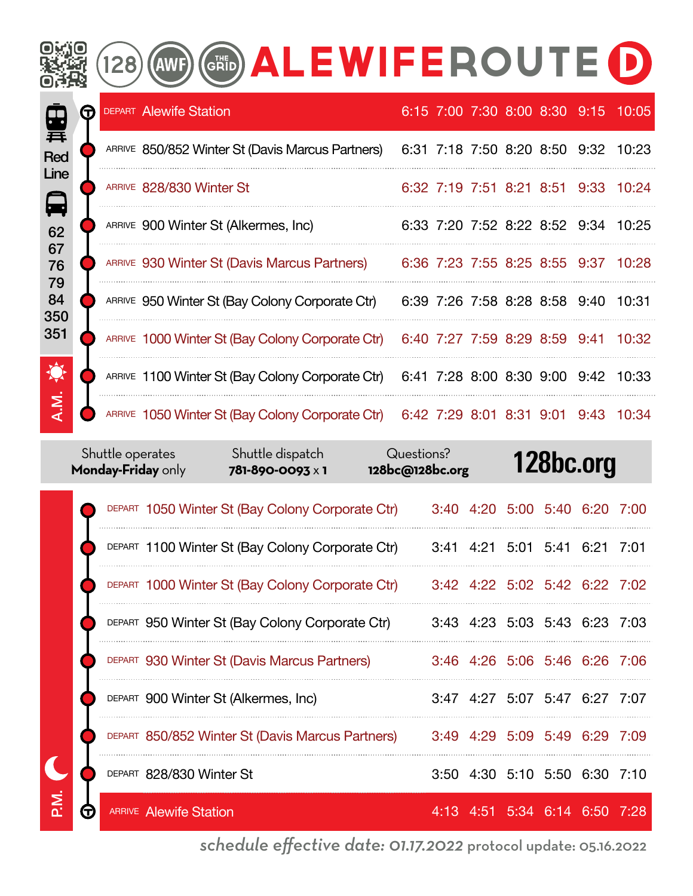# 128 AWF THE GRID ALEWIFE ROUTE D

Red Line

62 67 76 79 84 350 351

## A.M.

| | Stop | | | | | | | |
|---|---|---|---|---|---|---|---|---|
| DEPART | Alewife Station | 6:15 | 7:00 | 7:30 | 8:00 | 8:30 | 9:15 | 10:05 |
| ARRIVE | 850/852 Winter St (Davis Marcus Partners) | 6:31 | 7:18 | 7:50 | 8:20 | 8:50 | 9:32 | 10:23 |
| ARRIVE | 828/830 Winter St | 6:32 | 7:19 | 7:51 | 8:21 | 8:51 | 9:33 | 10:24 |
| ARRIVE | 900 Winter St (Alkermes, Inc) | 6:33 | 7:20 | 7:52 | 8:22 | 8:52 | 9:34 | 10:25 |
| ARRIVE | 930 Winter St (Davis Marcus Partners) | 6:36 | 7:23 | 7:55 | 8:25 | 8:55 | 9:37 | 10:28 |
| ARRIVE | 950 Winter St (Bay Colony Corporate Ctr) | 6:39 | 7:26 | 7:58 | 8:28 | 8:58 | 9:40 | 10:31 |
| ARRIVE | 1000 Winter St (Bay Colony Corporate Ctr) | 6:40 | 7:27 | 7:59 | 8:29 | 8:59 | 9:41 | 10:32 |
| ARRIVE | 1100 Winter St (Bay Colony Corporate Ctr) | 6:41 | 7:28 | 8:00 | 8:30 | 9:00 | 9:42 | 10:33 |
| ARRIVE | 1050 Winter St (Bay Colony Corporate Ctr) | 6:42 | 7:29 | 8:01 | 8:31 | 9:01 | 9:43 | 10:34 |

Shuttle operates **Monday-Friday** only | Shuttle dispatch **781-890-0093** x **1** | Questions? **128bc@128bc.org** | **128bc.org**

## P.M.

| | Stop | | | | | | |
|---|---|---|---|---|---|---|---|
| DEPART | 1050 Winter St (Bay Colony Corporate Ctr) | 3:40 | 4:20 | 5:00 | 5:40 | 6:20 | 7:00 |
| DEPART | 1100 Winter St (Bay Colony Corporate Ctr) | 3:41 | 4:21 | 5:01 | 5:41 | 6:21 | 7:01 |
| DEPART | 1000 Winter St (Bay Colony Corporate Ctr) | 3:42 | 4:22 | 5:02 | 5:42 | 6:22 | 7:02 |
| DEPART | 950 Winter St (Bay Colony Corporate Ctr) | 3:43 | 4:23 | 5:03 | 5:43 | 6:23 | 7:03 |
| DEPART | 930 Winter St (Davis Marcus Partners) | 3:46 | 4:26 | 5:06 | 5:46 | 6:26 | 7:06 |
| DEPART | 900 Winter St (Alkermes, Inc) | 3:47 | 4:27 | 5:07 | 5:47 | 6:27 | 7:07 |
| DEPART | 850/852 Winter St (Davis Marcus Partners) | 3:49 | 4:29 | 5:09 | 5:49 | 6:29 | 7:09 |
| DEPART | 828/830 Winter St | 3:50 | 4:30 | 5:10 | 5:50 | 6:30 | 7:10 |
| ARRIVE | Alewife Station | 4:13 | 4:51 | 5:34 | 6:14 | 6:50 | 7:28 |

*schedule effective date: 01.17.2022* protocol update: 05.16.2022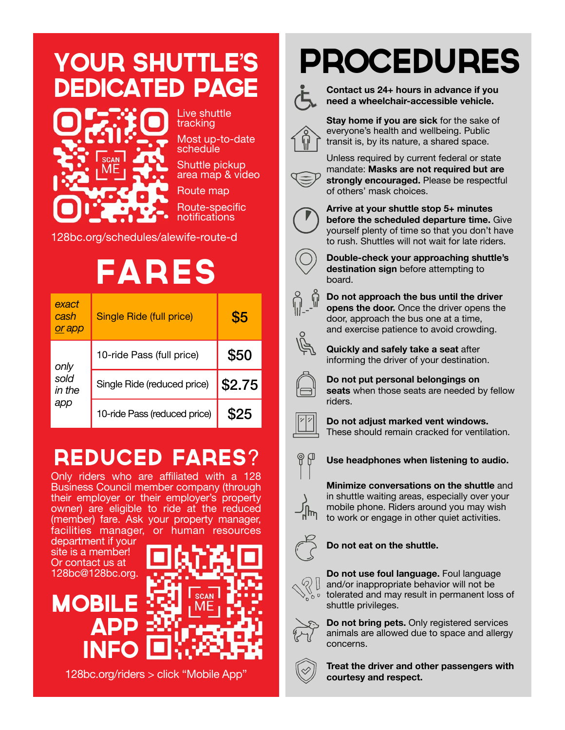# YOUR SHUTTLE'S DEDICATED PAGE

SCAN ME

- Live shuttle tracking
- Most up-to-date schedule
- Shuttle pickup area map & video
- Route map
- Route-specific notifications

128bc.org/schedules/alewife-route-d

# FARES

| | | |
|---|---|---|
| *exact cash* *or app* | Single Ride (full price) | **$5** |
| *only sold in the app* | 10-ride Pass (full price) | **$50** |
| | Single Ride (reduced price) | **$2.75** |
| | 10-ride Pass (reduced price) | **$25** |

# REDUCED FARES?

Only riders who are affiliated with a 128 Business Council member company (through their employer or their employer's property owner) are eligible to ride at the reduced (member) fare. Ask your property manager, facilities manager, or human resources department if your site is a member! Or contact us at 128bc@128bc.org.

# MOBILE APP INFO

SCAN ME

128bc.org/riders > click "Mobile App"

# PROCEDURES

**Contact us 24+ hours in advance if you need a wheelchair-accessible vehicle.**

**Stay home if you are sick** for the sake of everyone's health and wellbeing. Public transit is, by its nature, a shared space.

Unless required by current federal or state mandate: **Masks are not required but are strongly encouraged.** Please be respectful of others' mask choices.

**Arrive at your shuttle stop 5+ minutes before the scheduled departure time.** Give yourself plenty of time so that you don't have to rush. Shuttles will not wait for late riders.

**Double-check your approaching shuttle's destination sign** before attempting to board.

**Do not approach the bus until the driver opens the door.** Once the driver opens the door, approach the bus one at a time, and exercise patience to avoid crowding.

**Quickly and safely take a seat** after informing the driver of your destination.

**Do not put personal belongings on seats** when those seats are needed by fellow riders.

**Do not adjust marked vent windows.** These should remain cracked for ventilation.

**Use headphones when listening to audio.**

**Minimize conversations on the shuttle** and in shuttle waiting areas, especially over your mobile phone. Riders around you may wish to work or engage in other quiet activities.

**Do not eat on the shuttle.**

**Do not use foul language.** Foul language and/or inappropriate behavior will not be tolerated and may result in permanent loss of shuttle privileges.

**Do not bring pets.** Only registered services animals are allowed due to space and allergy concerns.

**Treat the driver and other passengers with courtesy and respect.**